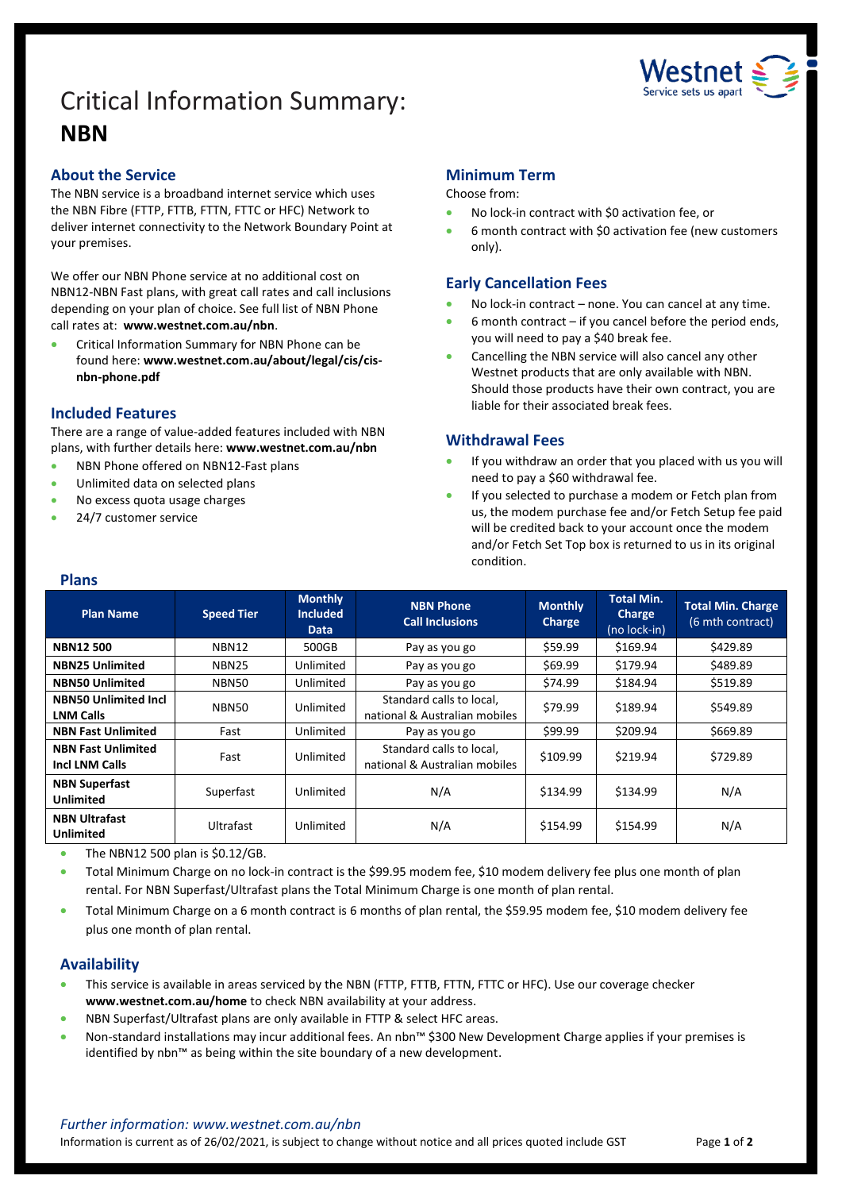# Critical Information Summary: **NBN**

## About the Service

The NBN service is a broadband internet service which uses the NBN Fibre (FTTP, FTTB, FTTN, FTTC or HFC) Network to deliver internet connectivity to the Network Boundary Point at your premises.

We offer our NBN Phone service at no additional cost on NBN12-NBN Fast plans, with great call rates and call inclusions depending on your plan of choice. See full list of NBN Phone call rates at: **www.westnet.com.au/nbn**.

- Critical Information Summary for NBN Phone can be found here: **www.westnet.com.au/about/legal/cis/cis-nbn-phone.pdf**

## Included Features

There are a range of value-added features included with NBN plans, with further details here: **www.westnet.com.au/nbn**

- NBN Phone offered on NBN12-Fast plans
- Unlimited data on selected plans
- No excess quota usage charges
- 24/7 customer service

## Minimum Term

Choose from:

- No lock-in contract with $0 activation fee, or
- 6 month contract with $0 activation fee (new customers only).

## Early Cancellation Fees

- No lock-in contract – none. You can cancel at any time.
- 6 month contract – if you cancel before the period ends, you will need to pay a $40 break fee.
- Cancelling the NBN service will also cancel any other Westnet products that are only available with NBN. Should those products have their own contract, you are liable for their associated break fees.

## Withdrawal Fees

- If you withdraw an order that you placed with us you will need to pay a $60 withdrawal fee.
- If you selected to purchase a modem or Fetch plan from us, the modem purchase fee and/or Fetch Setup fee paid will be credited back to your account once the modem and/or Fetch Set Top box is returned to us in its original condition.

## Plans

| Plan Name | Speed Tier | Monthly Included Data | NBN Phone Call Inclusions | Monthly Charge | Total Min. Charge (no lock-in) | Total Min. Charge (6 mth contract) |
|---|---|---|---|---|---|---|
| **NBN12 500** | NBN12 | 500GB | Pay as you go | $59.99 | $169.94 | $429.89 |
| **NBN25 Unlimited** | NBN25 | Unlimited | Pay as you go | $69.99 | $179.94 | $489.89 |
| **NBN50 Unlimited** | NBN50 | Unlimited | Pay as you go | $74.99 | $184.94 | $519.89 |
| **NBN50 Unlimited Incl LNM Calls** | NBN50 | Unlimited | Standard calls to local, national & Australian mobiles | $79.99 | $189.94 | $549.89 |
| **NBN Fast Unlimited** | Fast | Unlimited | Pay as you go | $99.99 | $209.94 | $669.89 |
| **NBN Fast Unlimited Incl LNM Calls** | Fast | Unlimited | Standard calls to local, national & Australian mobiles | $109.99 | $219.94 | $729.89 |
| **NBN Superfast Unlimited** | Superfast | Unlimited | N/A | $134.99 | $134.99 | N/A |
| **NBN Ultrafast Unlimited** | Ultrafast | Unlimited | N/A | $154.99 | $154.99 | N/A |

- The NBN12 500 plan is $0.12/GB.
- Total Minimum Charge on no lock-in contract is the $99.95 modem fee, $10 modem delivery fee plus one month of plan rental. For NBN Superfast/Ultrafast plans the Total Minimum Charge is one month of plan rental.
- Total Minimum Charge on a 6 month contract is 6 months of plan rental, the $59.95 modem fee, $10 modem delivery fee plus one month of plan rental.

## Availability

- This service is available in areas serviced by the NBN (FTTP, FTTB, FTTN, FTTC or HFC). Use our coverage checker **www.westnet.com.au/home** to check NBN availability at your address.
- NBN Superfast/Ultrafast plans are only available in FTTP & select HFC areas.
- Non-standard installations may incur additional fees. An nbn™ $300 New Development Charge applies if your premises is identified by nbn™ as being within the site boundary of a new development.

*Further information: www.westnet.com.au/nbn*

Information is current as of 26/02/2021, is subject to change without notice and all prices quoted include GST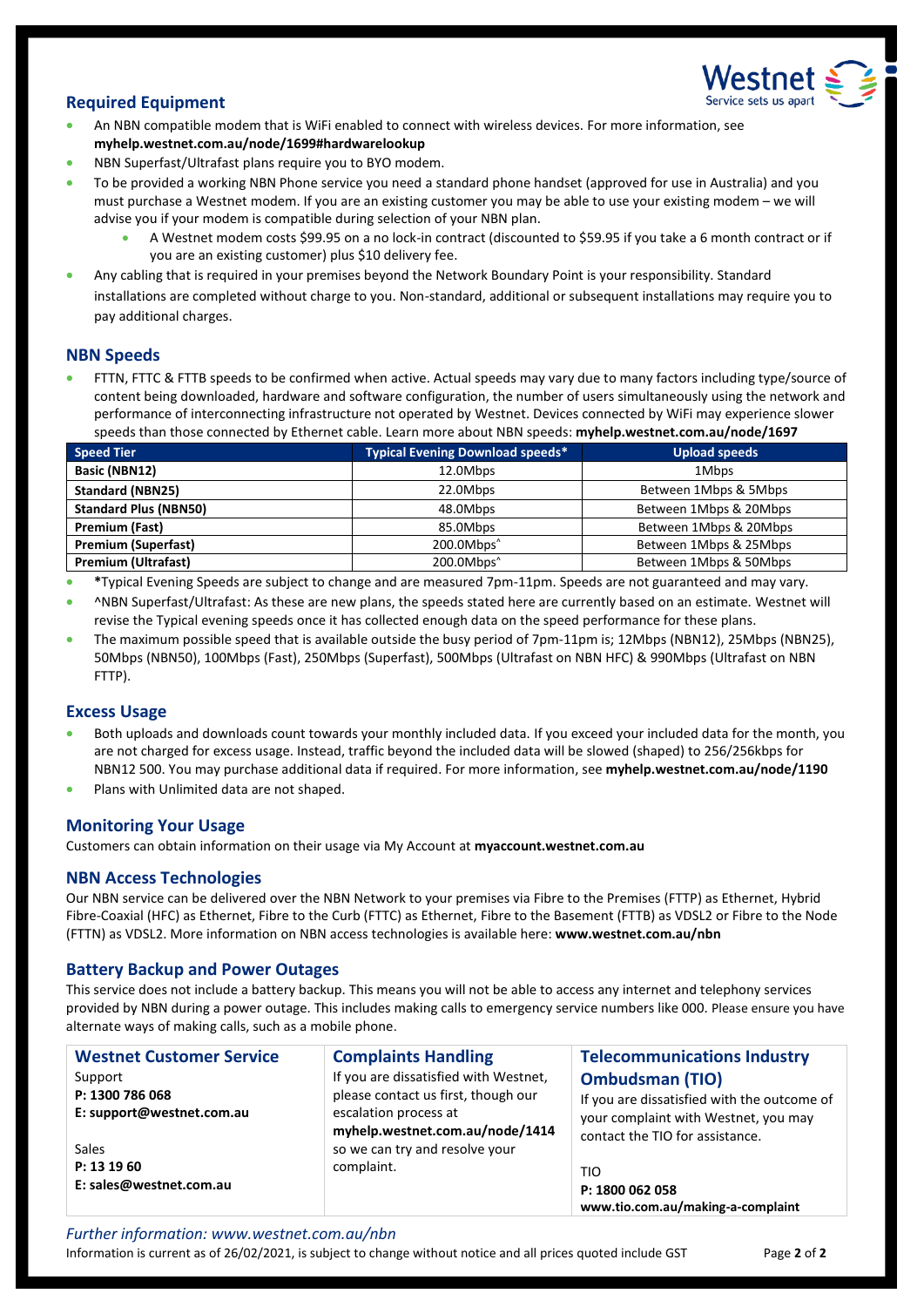## Required Equipment

- An NBN compatible modem that is WiFi enabled to connect with wireless devices. For more information, see **myhelp.westnet.com.au/node/1699#hardwarelookup**
- NBN Superfast/Ultrafast plans require you to BYO modem.
- To be provided a working NBN Phone service you need a standard phone handset (approved for use in Australia) and you must purchase a Westnet modem. If you are an existing customer you may be able to use your existing modem – we will advise you if your modem is compatible during selection of your NBN plan.
    - A Westnet modem costs $99.95 on a no lock-in contract (discounted to $59.95 if you take a 6 month contract or if you are an existing customer) plus $10 delivery fee.
- Any cabling that is required in your premises beyond the Network Boundary Point is your responsibility. Standard installations are completed without charge to you. Non-standard, additional or subsequent installations may require you to pay additional charges.

## NBN Speeds

- FTTN, FTTC & FTTB speeds to be confirmed when active. Actual speeds may vary due to many factors including type/source of content being downloaded, hardware and software configuration, the number of users simultaneously using the network and performance of interconnecting infrastructure not operated by Westnet. Devices connected by WiFi may experience slower speeds than those connected by Ethernet cable. Learn more about NBN speeds: **myhelp.westnet.com.au/node/1697**

| Speed Tier | Typical Evening Download speeds* | Upload speeds |
|---|---|---|
| **Basic (NBN12)** | 12.0Mbps | 1Mbps |
| **Standard (NBN25)** | 22.0Mbps | Between 1Mbps & 5Mbps |
| **Standard Plus (NBN50)** | 48.0Mbps | Between 1Mbps & 20Mbps |
| **Premium (Fast)** | 85.0Mbps | Between 1Mbps & 20Mbps |
| **Premium (Superfast)** | 200.0Mbps^ | Between 1Mbps & 25Mbps |
| **Premium (Ultrafast)** | 200.0Mbps^ | Between 1Mbps & 50Mbps |

- ***Typical Evening Speeds are subject to change and are measured 7pm-11pm. Speeds are not guaranteed and may vary.
- ^NBN Superfast/Ultrafast: As these are new plans, the speeds stated here are currently based on an estimate. Westnet will revise the Typical evening speeds once it has collected enough data on the speed performance for these plans.
- The maximum possible speed that is available outside the busy period of 7pm-11pm is; 12Mbps (NBN12), 25Mbps (NBN25), 50Mbps (NBN50), 100Mbps (Fast), 250Mbps (Superfast), 500Mbps (Ultrafast on NBN HFC) & 990Mbps (Ultrafast on NBN FTTP).

## Excess Usage

- Both uploads and downloads count towards your monthly included data. If you exceed your included data for the month, you are not charged for excess usage. Instead, traffic beyond the included data will be slowed (shaped) to 256/256kbps for NBN12 500. You may purchase additional data if required. For more information, see **myhelp.westnet.com.au/node/1190**
- Plans with Unlimited data are not shaped.

## Monitoring Your Usage

Customers can obtain information on their usage via My Account at **myaccount.westnet.com.au**

## NBN Access Technologies

Our NBN service can be delivered over the NBN Network to your premises via Fibre to the Premises (FTTP) as Ethernet, Hybrid Fibre-Coaxial (HFC) as Ethernet, Fibre to the Curb (FTTC) as Ethernet, Fibre to the Basement (FTTB) as VDSL2 or Fibre to the Node (FTTN) as VDSL2. More information on NBN access technologies is available here: **www.westnet.com.au/nbn**

## Battery Backup and Power Outages

This service does not include a battery backup. This means you will not be able to access any internet and telephony services provided by NBN during a power outage. This includes making calls to emergency service numbers like 000. Please ensure you have alternate ways of making calls, such as a mobile phone.

## Westnet Customer Service

Support
**P: 1300 786 068**
**E: support@westnet.com.au**

Sales
**P: 13 19 60**
**E: sales@westnet.com.au**

## Complaints Handling

If you are dissatisfied with Westnet, please contact us first, though our escalation process at **myhelp.westnet.com.au/node/1414** so we can try and resolve your complaint.

## Telecommunications Industry Ombudsman (TIO)

If you are dissatisfied with the outcome of your complaint with Westnet, you may contact the TIO for assistance.

TIO
**P: 1800 062 058**
**www.tio.com.au/making-a-complaint**

*Further information: www.westnet.com.au/nbn*

Information is current as of 26/02/2021, is subject to change without notice and all prices quoted include GST